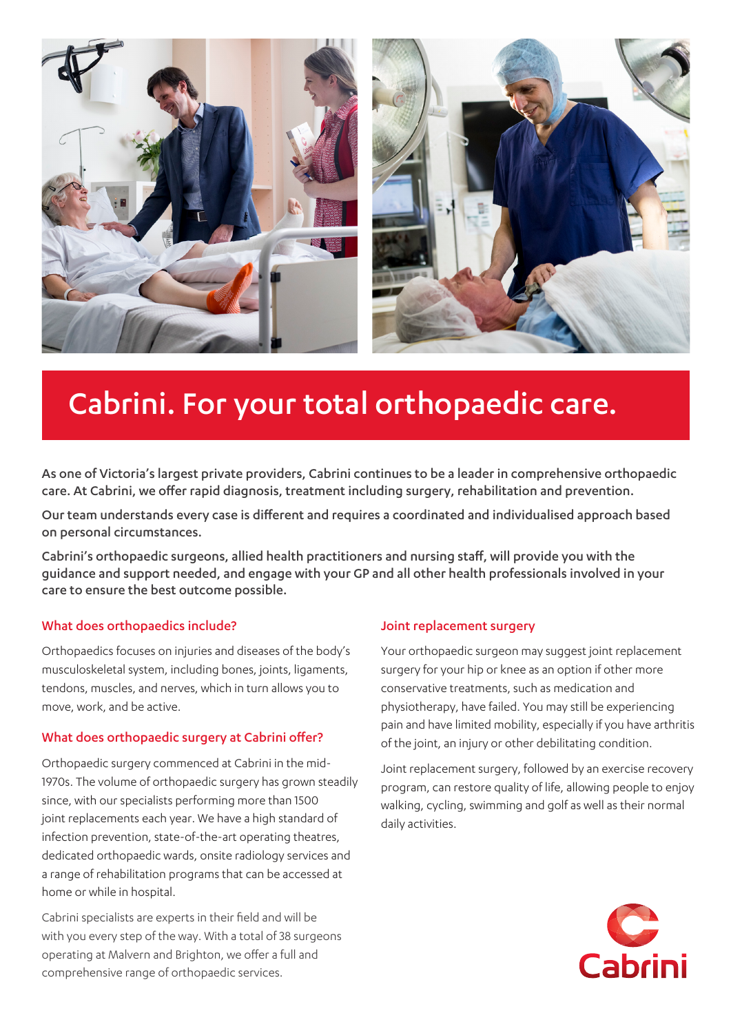# Cabrini. For your total orthopaedic care.

**As one of Victoria's largest private providers, Cabrini continues to be a leader in comprehensive orthopaedic care. At Cabrini, we offer rapid diagnosis, treatment including surgery, rehabilitation and prevention.**

**Our team understands every case is different and requires a coordinated and individualised approach based on personal circumstances.**

**Cabrini's orthopaedic surgeons, allied health practitioners and nursing staff, will provide you with the guidance and support needed, and engage with your GP and all other health professionals involved in your care to ensure the best outcome possible.**

## What does orthopaedics include?

Orthopaedics focuses on injuries and diseases of the body's musculoskeletal system, including bones, joints, ligaments, tendons, muscles, and nerves, which in turn allows you to move, work, and be active.

## What does orthopaedic surgery at Cabrini offer?

Orthopaedic surgery commenced at Cabrini in the mid-1970s. The volume of orthopaedic surgery has grown steadily since, with our specialists performing more than 1500 joint replacements each year. We have a high standard of infection prevention, state-of-the-art operating theatres, dedicated orthopaedic wards, onsite radiology services and a range of rehabilitation programs that can be accessed at home or while in hospital.

Cabrini specialists are experts in their field and will be with you every step of the way. With a total of 38 surgeons operating at Malvern and Brighton, we offer a full and comprehensive range of orthopaedic services.

## Joint replacement surgery

Your orthopaedic surgeon may suggest joint replacement surgery for your hip or knee as an option if other more conservative treatments, such as medication and physiotherapy, have failed. You may still be experiencing pain and have limited mobility, especially if you have arthritis of the joint, an injury or other debilitating condition.

Joint replacement surgery, followed by an exercise recovery program, can restore quality of life, allowing people to enjoy walking, cycling, swimming and golf as well as their normal daily activities.

Cabrini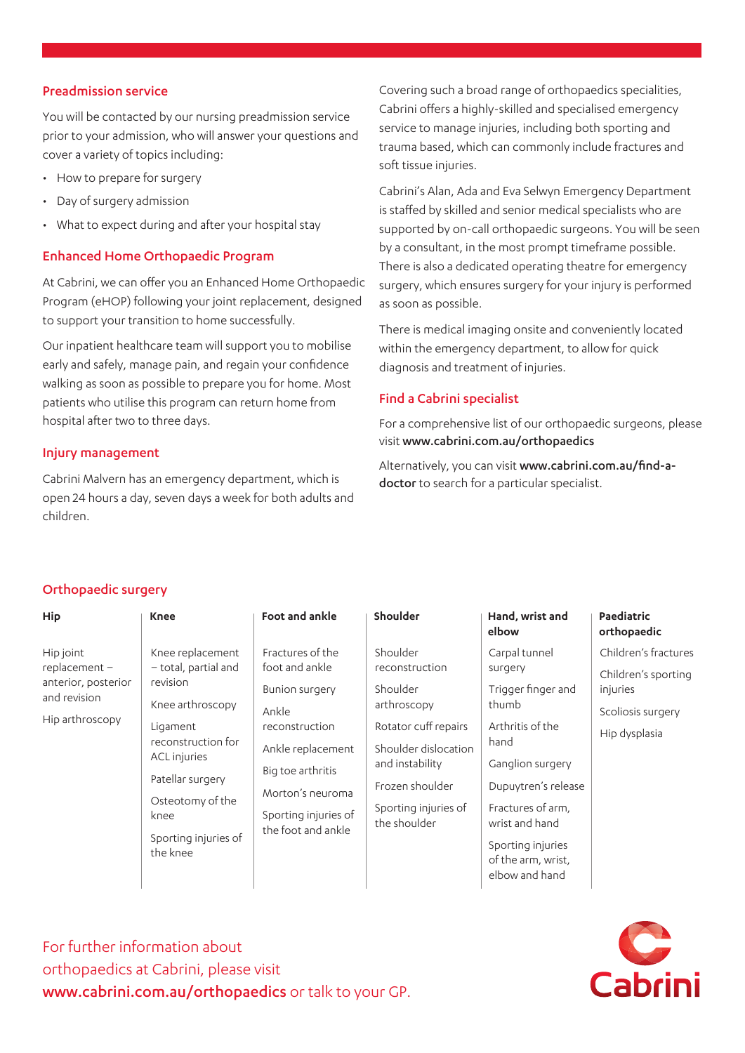## Preadmission service

You will be contacted by our nursing preadmission service prior to your admission, who will answer your questions and cover a variety of topics including:

- How to prepare for surgery
- Day of surgery admission
- What to expect during and after your hospital stay

## Enhanced Home Orthopaedic Program

At Cabrini, we can offer you an Enhanced Home Orthopaedic Program (eHOP) following your joint replacement, designed to support your transition to home successfully.

Our inpatient healthcare team will support you to mobilise early and safely, manage pain, and regain your confidence walking as soon as possible to prepare you for home. Most patients who utilise this program can return home from hospital after two to three days.

## Injury management

Cabrini Malvern has an emergency department, which is open 24 hours a day, seven days a week for both adults and children.

Covering such a broad range of orthopaedics specialities, Cabrini offers a highly-skilled and specialised emergency service to manage injuries, including both sporting and trauma based, which can commonly include fractures and soft tissue injuries.

Cabrini's Alan, Ada and Eva Selwyn Emergency Department is staffed by skilled and senior medical specialists who are supported by on-call orthopaedic surgeons. You will be seen by a consultant, in the most prompt timeframe possible. There is also a dedicated operating theatre for emergency surgery, which ensures surgery for your injury is performed as soon as possible.

There is medical imaging onsite and conveniently located within the emergency department, to allow for quick diagnosis and treatment of injuries.

## Find a Cabrini specialist

For a comprehensive list of our orthopaedic surgeons, please visit **www.cabrini.com.au/orthopaedics**

Alternatively, you can visit **www.cabrini.com.au/find-a-doctor** to search for a particular specialist.

## Orthopaedic surgery

| Hip | Knee | Foot and ankle | Shoulder | Hand, wrist and elbow | Paediatric orthopaedic |
|---|---|---|---|---|---|
| Hip joint replacement – anterior, posterior and revision | Knee replacement – total, partial and revision | Fractures of the foot and ankle | Shoulder reconstruction | Carpal tunnel surgery | Children's fractures |
| Hip arthroscopy | Knee arthroscopy | Bunion surgery | Shoulder arthroscopy | Trigger finger and thumb | Children's sporting injuries |
| | Ligament reconstruction for ACL injuries | Ankle reconstruction | Rotator cuff repairs | Arthritis of the hand | Scoliosis surgery |
| | Patellar surgery | Ankle replacement | Shoulder dislocation and instability | Ganglion surgery | Hip dysplasia |
| | Osteotomy of the knee | Big toe arthritis | Frozen shoulder | Dupuytren's release | |
| | Sporting injuries of the knee | Morton's neuroma | Sporting injuries of the shoulder | Fractures of arm, wrist and hand | |
| | | Sporting injuries of the foot and ankle | | Sporting injuries of the arm, wrist, elbow and hand | |

For further information about orthopaedics at Cabrini, please visit **www.cabrini.com.au/orthopaedics** or talk to your GP.

Cabrini